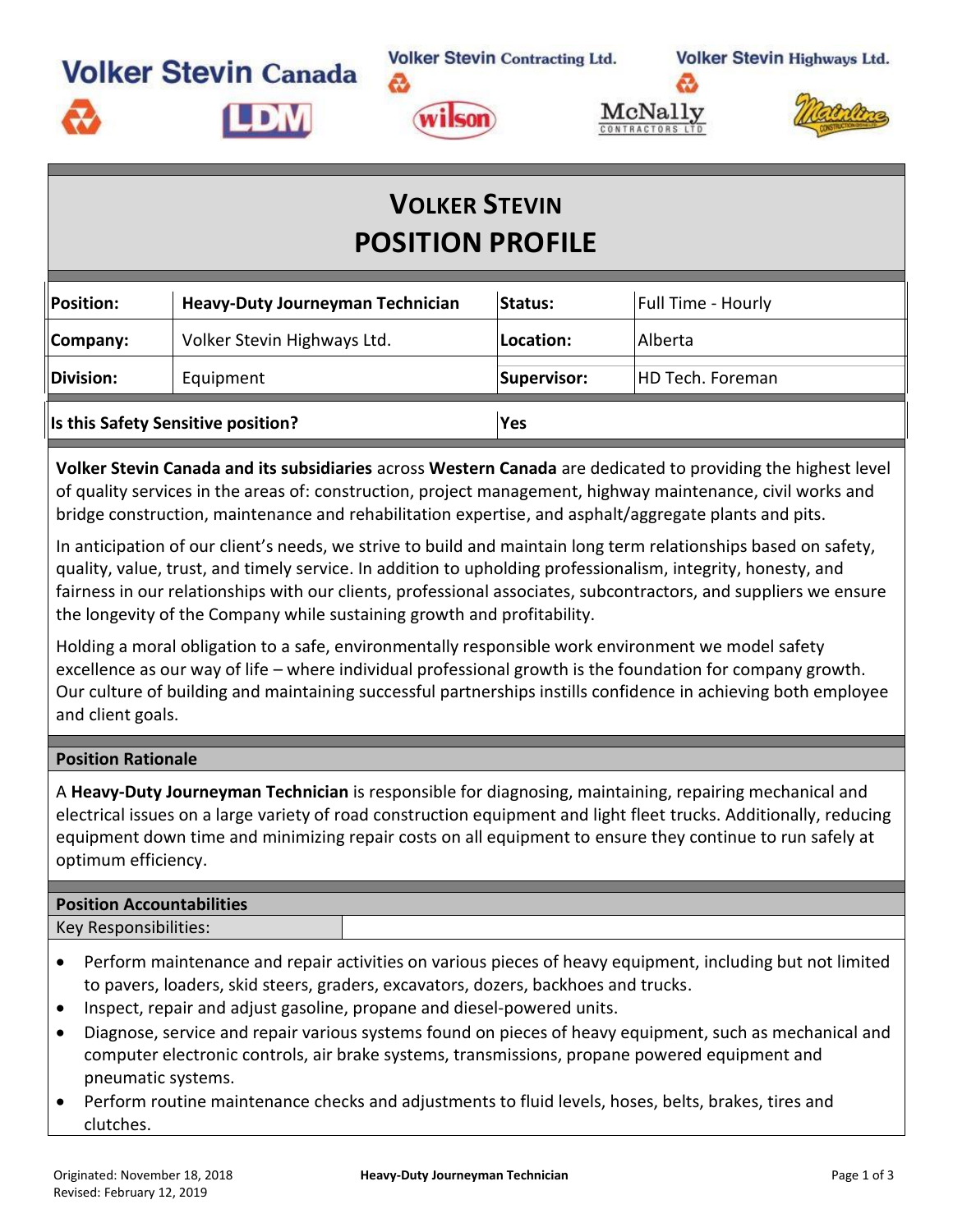Volker Stevin Canada | Volker Stevin Contracting Ltd. | Volker Stevin Highways Ltd.

# VOLKER STEVIN
# POSITION PROFILE

| **Position:** | **Heavy-Duty Journeyman Technician** | **Status:** | Full Time - Hourly |
|---|---|---|---|
| **Company:** | Volker Stevin Highways Ltd. | **Location:** | Alberta |
| **Division:** | Equipment | **Supervisor:** | HD Tech. Foreman |
| **Is this Safety Sensitive position?** | | **Yes** | |

**Volker Stevin Canada and its subsidiaries** across **Western Canada** are dedicated to providing the highest level of quality services in the areas of: construction, project management, highway maintenance, civil works and bridge construction, maintenance and rehabilitation expertise, and asphalt/aggregate plants and pits.

In anticipation of our client's needs, we strive to build and maintain long term relationships based on safety, quality, value, trust, and timely service. In addition to upholding professionalism, integrity, honesty, and fairness in our relationships with our clients, professional associates, subcontractors, and suppliers we ensure the longevity of the Company while sustaining growth and profitability.

Holding a moral obligation to a safe, environmentally responsible work environment we model safety excellence as our way of life – where individual professional growth is the foundation for company growth. Our culture of building and maintaining successful partnerships instills confidence in achieving both employee and client goals.

## Position Rationale

A **Heavy-Duty Journeyman Technician** is responsible for diagnosing, maintaining, repairing mechanical and electrical issues on a large variety of road construction equipment and light fleet trucks. Additionally, reducing equipment down time and minimizing repair costs on all equipment to ensure they continue to run safely at optimum efficiency.

## Position Accountabilities

Key Responsibilities:

- Perform maintenance and repair activities on various pieces of heavy equipment, including but not limited to pavers, loaders, skid steers, graders, excavators, dozers, backhoes and trucks.
- Inspect, repair and adjust gasoline, propane and diesel-powered units.
- Diagnose, service and repair various systems found on pieces of heavy equipment, such as mechanical and computer electronic controls, air brake systems, transmissions, propane powered equipment and pneumatic systems.
- Perform routine maintenance checks and adjustments to fluid levels, hoses, belts, brakes, tires and clutches.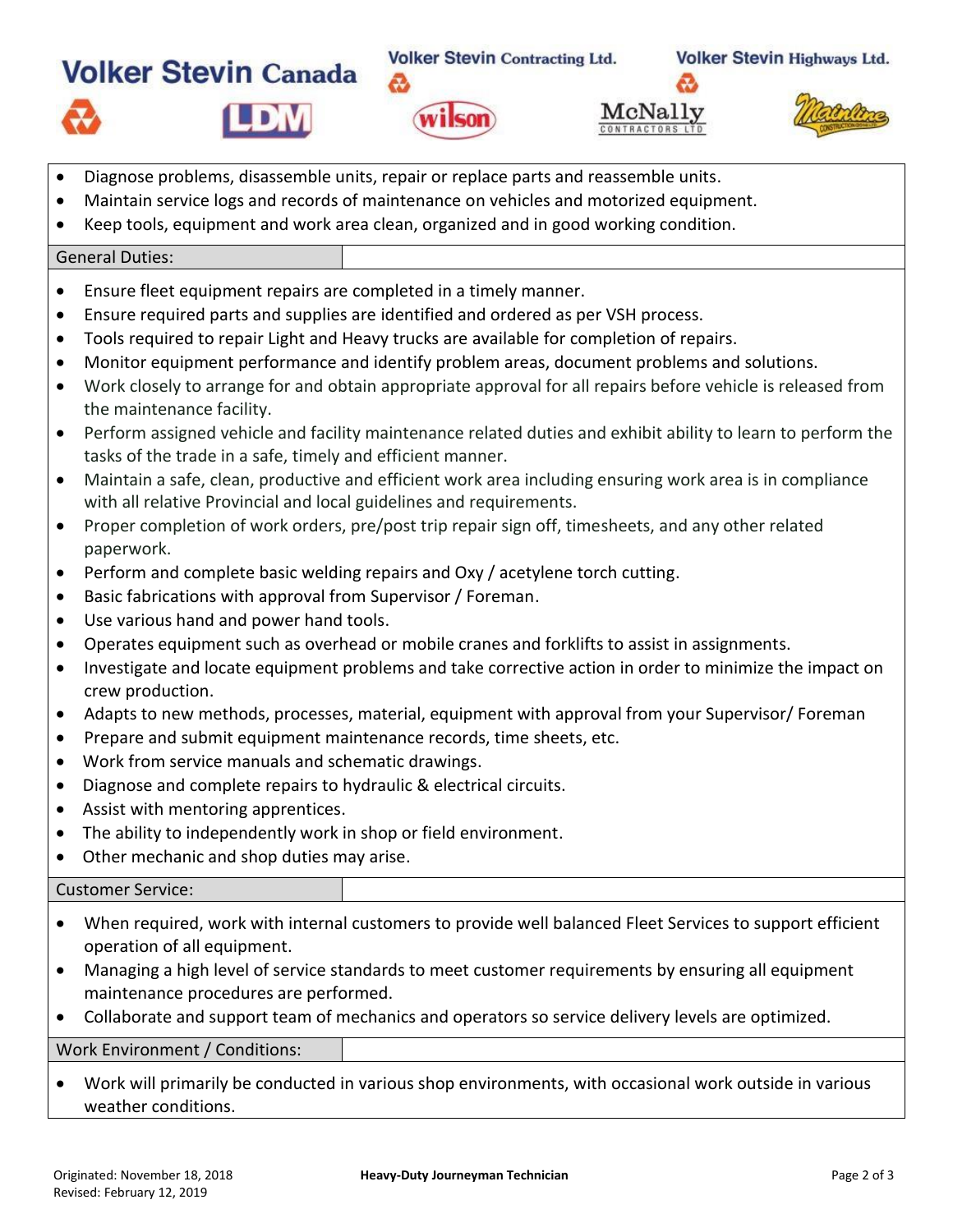- Diagnose problems, disassemble units, repair or replace parts and reassemble units.
- Maintain service logs and records of maintenance on vehicles and motorized equipment.
- Keep tools, equipment and work area clean, organized and in good working condition.

## General Duties:

- Ensure fleet equipment repairs are completed in a timely manner.
- Ensure required parts and supplies are identified and ordered as per VSH process.
- Tools required to repair Light and Heavy trucks are available for completion of repairs.
- Monitor equipment performance and identify problem areas, document problems and solutions.
- Work closely to arrange for and obtain appropriate approval for all repairs before vehicle is released from the maintenance facility.
- Perform assigned vehicle and facility maintenance related duties and exhibit ability to learn to perform the tasks of the trade in a safe, timely and efficient manner.
- Maintain a safe, clean, productive and efficient work area including ensuring work area is in compliance with all relative Provincial and local guidelines and requirements.
- Proper completion of work orders, pre/post trip repair sign off, timesheets, and any other related paperwork.
- Perform and complete basic welding repairs and Oxy / acetylene torch cutting.
- Basic fabrications with approval from Supervisor / Foreman.
- Use various hand and power hand tools.
- Operates equipment such as overhead or mobile cranes and forklifts to assist in assignments.
- Investigate and locate equipment problems and take corrective action in order to minimize the impact on crew production.
- Adapts to new methods, processes, material, equipment with approval from your Supervisor/ Foreman
- Prepare and submit equipment maintenance records, time sheets, etc.
- Work from service manuals and schematic drawings.
- Diagnose and complete repairs to hydraulic & electrical circuits.
- Assist with mentoring apprentices.
- The ability to independently work in shop or field environment.
- Other mechanic and shop duties may arise.

## Customer Service:

- When required, work with internal customers to provide well balanced Fleet Services to support efficient operation of all equipment.
- Managing a high level of service standards to meet customer requirements by ensuring all equipment maintenance procedures are performed.
- Collaborate and support team of mechanics and operators so service delivery levels are optimized.

## Work Environment / Conditions:

- Work will primarily be conducted in various shop environments, with occasional work outside in various weather conditions.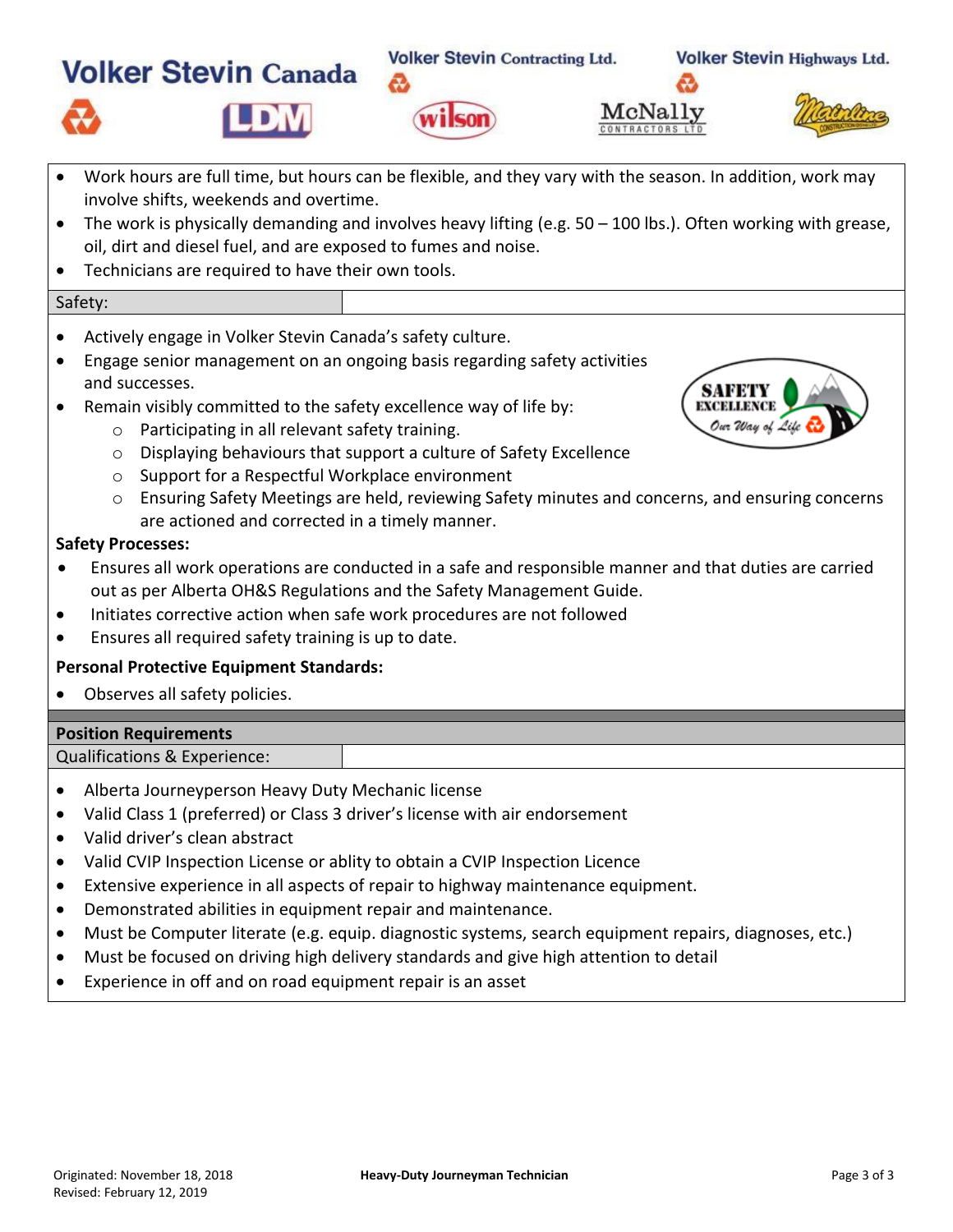- Work hours are full time, but hours can be flexible, and they vary with the season. In addition, work may involve shifts, weekends and overtime.
- The work is physically demanding and involves heavy lifting (e.g. 50 – 100 lbs.). Often working with grease, oil, dirt and diesel fuel, and are exposed to fumes and noise.
- Technicians are required to have their own tools.

Safety:

- Actively engage in Volker Stevin Canada's safety culture.
- Engage senior management on an ongoing basis regarding safety activities and successes.
- Remain visibly committed to the safety excellence way of life by:
  - Participating in all relevant safety training.
  - Displaying behaviours that support a culture of Safety Excellence
  - Support for a Respectful Workplace environment
  - Ensuring Safety Meetings are held, reviewing Safety minutes and concerns, and ensuring concerns are actioned and corrected in a timely manner.

**Safety Processes:**

- Ensures all work operations are conducted in a safe and responsible manner and that duties are carried out as per Alberta OH&S Regulations and the Safety Management Guide.
- Initiates corrective action when safe work procedures are not followed
- Ensures all required safety training is up to date.

**Personal Protective Equipment Standards:**

- Observes all safety policies.

## Position Requirements

Qualifications & Experience:

- Alberta Journeyperson Heavy Duty Mechanic license
- Valid Class 1 (preferred) or Class 3 driver's license with air endorsement
- Valid driver's clean abstract
- Valid CVIP Inspection License or ablity to obtain a CVIP Inspection Licence
- Extensive experience in all aspects of repair to highway maintenance equipment.
- Demonstrated abilities in equipment repair and maintenance.
- Must be Computer literate (e.g. equip. diagnostic systems, search equipment repairs, diagnoses, etc.)
- Must be focused on driving high delivery standards and give high attention to detail
- Experience in off and on road equipment repair is an asset